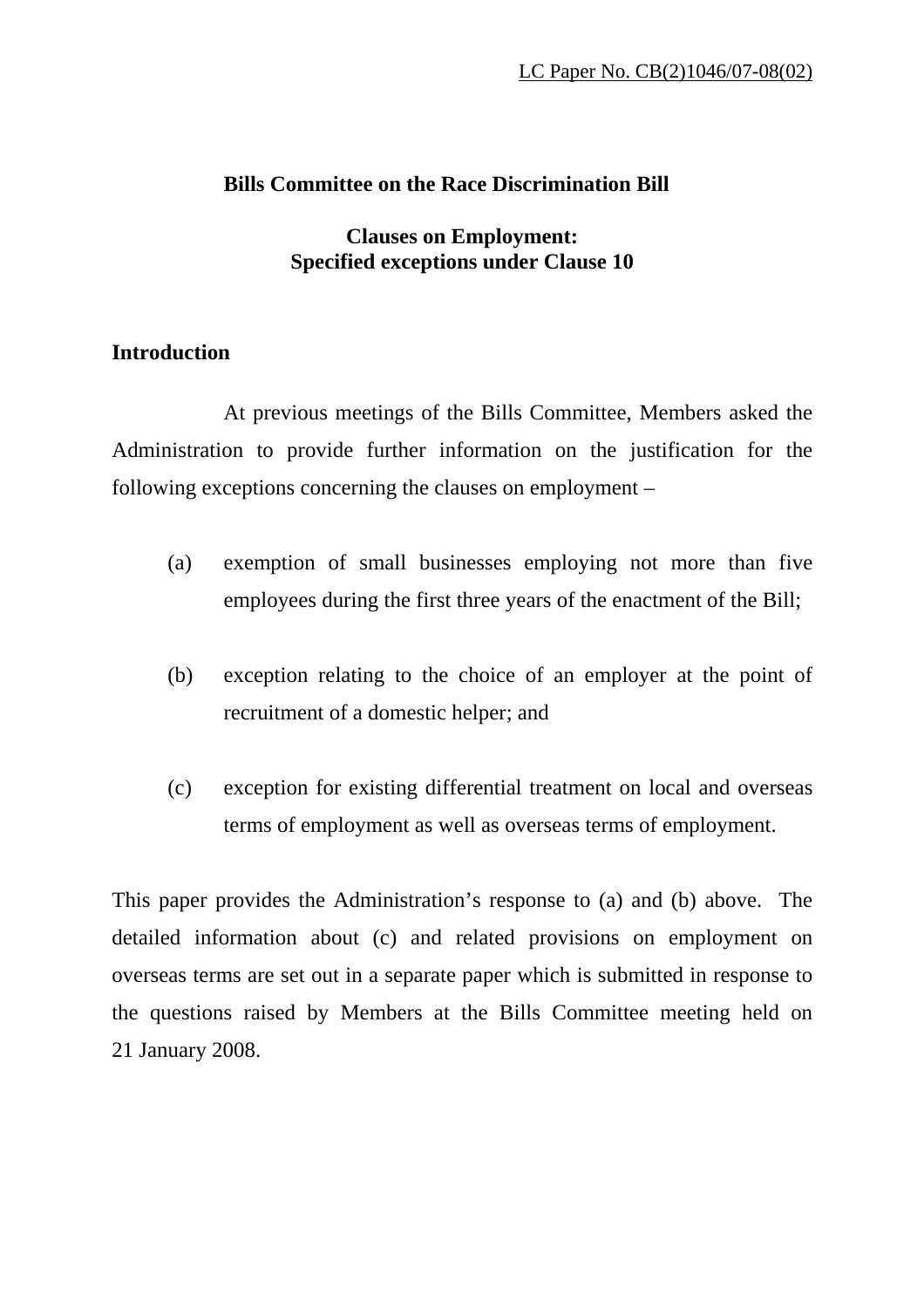LC Paper No. CB(2)1046/07-08(02)

# Bills Committee on the Race Discrimination Bill

## Clauses on Employment: Specified exceptions under Clause 10

### Introduction

At previous meetings of the Bills Committee, Members asked the Administration to provide further information on the justification for the following exceptions concerning the clauses on employment –

(a) exemption of small businesses employing not more than five employees during the first three years of the enactment of the Bill;

(b) exception relating to the choice of an employer at the point of recruitment of a domestic helper; and

(c) exception for existing differential treatment on local and overseas terms of employment as well as overseas terms of employment.

This paper provides the Administration's response to (a) and (b) above. The detailed information about (c) and related provisions on employment on overseas terms are set out in a separate paper which is submitted in response to the questions raised by Members at the Bills Committee meeting held on 21 January 2008.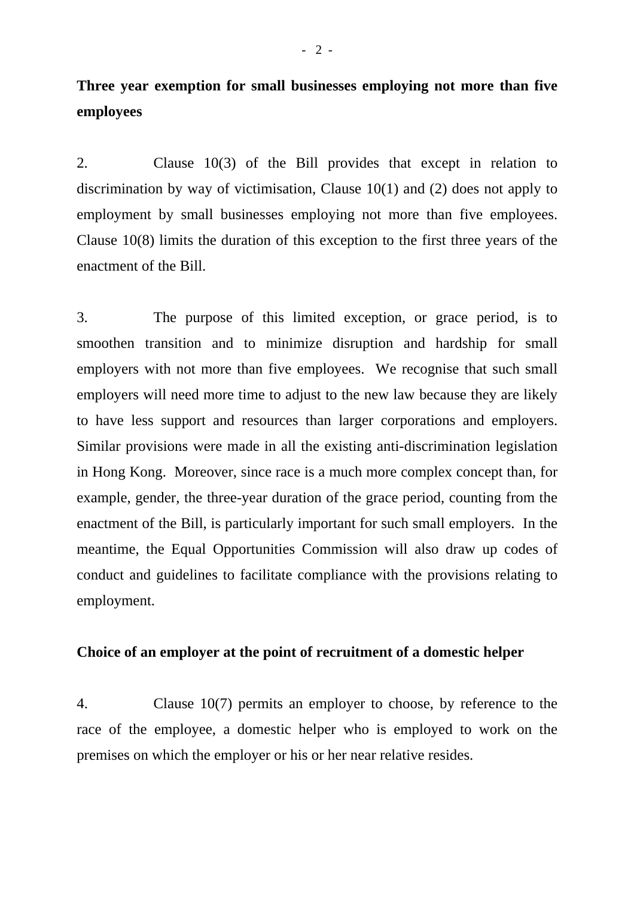**Three year exemption for small businesses employing not more than five employees**

2. Clause 10(3) of the Bill provides that except in relation to discrimination by way of victimisation, Clause 10(1) and (2) does not apply to employment by small businesses employing not more than five employees. Clause 10(8) limits the duration of this exception to the first three years of the enactment of the Bill.

3. The purpose of this limited exception, or grace period, is to smoothen transition and to minimize disruption and hardship for small employers with not more than five employees. We recognise that such small employers will need more time to adjust to the new law because they are likely to have less support and resources than larger corporations and employers. Similar provisions were made in all the existing anti-discrimination legislation in Hong Kong. Moreover, since race is a much more complex concept than, for example, gender, the three-year duration of the grace period, counting from the enactment of the Bill, is particularly important for such small employers. In the meantime, the Equal Opportunities Commission will also draw up codes of conduct and guidelines to facilitate compliance with the provisions relating to employment.

**Choice of an employer at the point of recruitment of a domestic helper**

4. Clause 10(7) permits an employer to choose, by reference to the race of the employee, a domestic helper who is employed to work on the premises on which the employer or his or her near relative resides.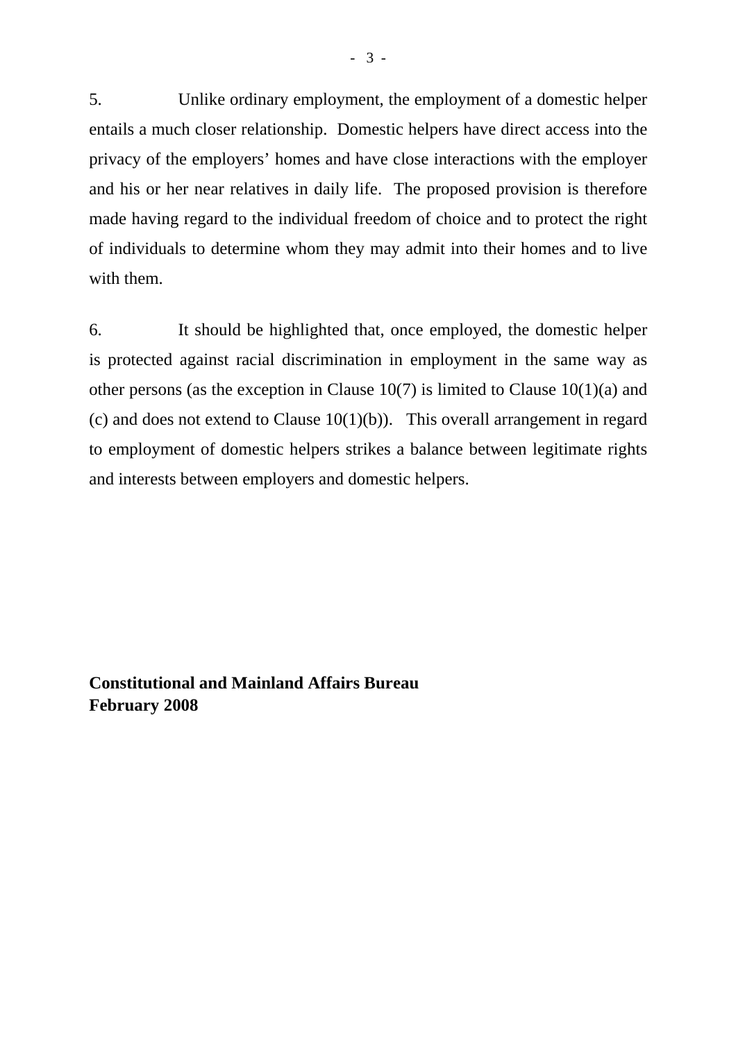5. Unlike ordinary employment, the employment of a domestic helper entails a much closer relationship. Domestic helpers have direct access into the privacy of the employers' homes and have close interactions with the employer and his or her near relatives in daily life. The proposed provision is therefore made having regard to the individual freedom of choice and to protect the right of individuals to determine whom they may admit into their homes and to live with them.

6. It should be highlighted that, once employed, the domestic helper is protected against racial discrimination in employment in the same way as other persons (as the exception in Clause 10(7) is limited to Clause 10(1)(a) and (c) and does not extend to Clause 10(1)(b)). This overall arrangement in regard to employment of domestic helpers strikes a balance between legitimate rights and interests between employers and domestic helpers.

**Constitutional and Mainland Affairs Bureau**
**February 2008**